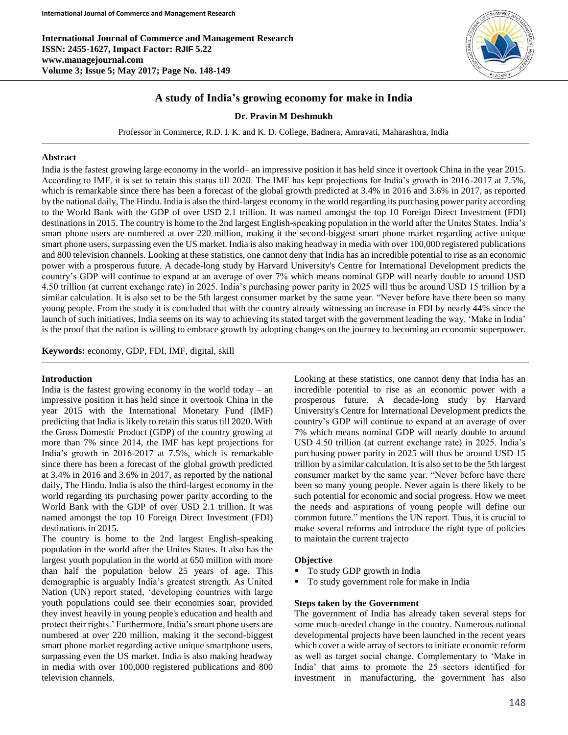# A study of India's growing economy for make in India

**Dr. Pravin M Deshmukh**

Professor in Commerce, R.D. I. K. and K. D. College, Badnera, Amravati, Maharashtra, India

## Abstract

India is the fastest growing large economy in the world– an impressive position it has held since it overtook China in the year 2015. According to IMF, it is set to retain this status till 2020. The IMF has kept projections for India's growth in 2016-2017 at 7.5%, which is remarkable since there has been a forecast of the global growth predicted at 3.4% in 2016 and 3.6% in 2017, as reported by the national daily, The Hindu. India is also the third-largest economy in the world regarding its purchasing power parity according to the World Bank with the GDP of over USD 2.1 trillion. It was named amongst the top 10 Foreign Direct Investment (FDI) destinations in 2015. The country is home to the 2nd largest English-speaking population in the world after the Unites States. India's smart phone users are numbered at over 220 million, making it the second-biggest smart phone market regarding active unique smart phone users, surpassing even the US market. India is also making headway in media with over 100,000 registered publications and 800 television channels. Looking at these statistics, one cannot deny that India has an incredible potential to rise as an economic power with a prosperous future. A decade-long study by Harvard University's Centre for International Development predicts the country's GDP will continue to expand at an average of over 7% which means nominal GDP will nearly double to around USD 4.50 trillion (at current exchange rate) in 2025. India's purchasing power parity in 2025 will thus be around USD 15 trillion by a similar calculation. It is also set to be the 5th largest consumer market by the same year. "Never before have there been so many young people. From the study it is concluded that with the country already witnessing an increase in FDI by nearly 44% since the launch of such initiatives, India seems on its way to achieving its stated target with the government leading the way. 'Make in India' is the proof that the nation is willing to embrace growth by adopting changes on the journey to becoming an economic superpower.

**Keywords:** economy, GDP, FDI, IMF, digital, skill

## Introduction

India is the fastest growing economy in the world today – an impressive position it has held since it overtook China in the year 2015 with the International Monetary Fund (IMF) predicting that India is likely to retain this status till 2020. With the Gross Domestic Product (GDP) of the country growing at more than 7% since 2014, the IMF has kept projections for India's growth in 2016-2017 at 7.5%, which is remarkable since there has been a forecast of the global growth predicted at 3.4% in 2016 and 3.6% in 2017, as reported by the national daily, The Hindu. India is also the third-largest economy in the world regarding its purchasing power parity according to the World Bank with the GDP of over USD 2.1 trillion. It was named amongst the top 10 Foreign Direct Investment (FDI) destinations in 2015.

The country is home to the 2nd largest English-speaking population in the world after the Unites States. It also has the largest youth population in the world at 650 million with more than half the population below 25 years of age. This demographic is arguably India's greatest strength. As United Nation (UN) report stated, 'developing countries with large youth populations could see their economies soar, provided they invest heavily in young people's education and health and protect their rights.' Furthermore, India's smart phone users are numbered at over 220 million, making it the second-biggest smart phone market regarding active unique smartphone users, surpassing even the US market. India is also making headway in media with over 100,000 registered publications and 800 television channels.

Looking at these statistics, one cannot deny that India has an incredible potential to rise as an economic power with a prosperous future. A decade-long study by Harvard University's Centre for International Development predicts the country's GDP will continue to expand at an average of over 7% which means nominal GDP will nearly double to around USD 4.50 trillion (at current exchange rate) in 2025. India's purchasing power parity in 2025 will thus be around USD 15 trillion by a similar calculation. It is also set to be the 5th largest consumer market by the same year. "Never before have there been so many young people. Never again is there likely to be such potential for economic and social progress. How we meet the needs and aspirations of young people will define our common future." mentions the UN report. Thus, it is crucial to make several reforms and introduce the right type of policies to maintain the current trajecto

## Objective

- To study GDP growth in India
- To study government role for make in India

## Steps taken by the Government

The government of India has already taken several steps for some much-needed change in the country. Numerous national developmental projects have been launched in the recent years which cover a wide array of sectors to initiate economic reform as well as target social change. Complementary to 'Make in India' that aims to promote the 25 sectors identified for investment in manufacturing, the government has also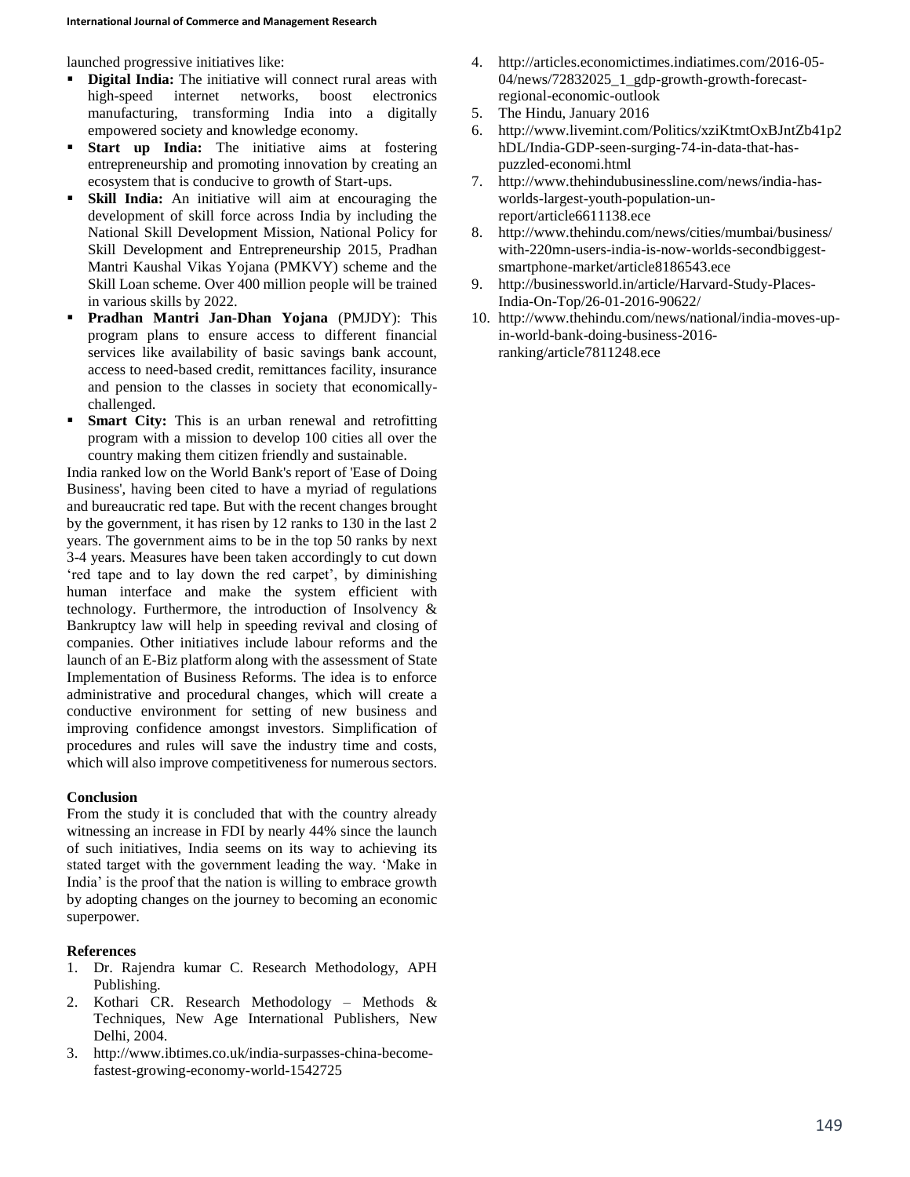launched progressive initiatives like:

- **Digital India:** The initiative will connect rural areas with high-speed internet networks, boost electronics manufacturing, transforming India into a digitally empowered society and knowledge economy.
- **Start up India:** The initiative aims at fostering entrepreneurship and promoting innovation by creating an ecosystem that is conducive to growth of Start-ups.
- **Skill India:** An initiative will aim at encouraging the development of skill force across India by including the National Skill Development Mission, National Policy for Skill Development and Entrepreneurship 2015, Pradhan Mantri Kaushal Vikas Yojana (PMKVY) scheme and the Skill Loan scheme. Over 400 million people will be trained in various skills by 2022.
- **Pradhan Mantri Jan-Dhan Yojana** (PMJDY): This program plans to ensure access to different financial services like availability of basic savings bank account, access to need-based credit, remittances facility, insurance and pension to the classes in society that economically-challenged.
- **Smart City:** This is an urban renewal and retrofitting program with a mission to develop 100 cities all over the country making them citizen friendly and sustainable.

India ranked low on the World Bank's report of 'Ease of Doing Business', having been cited to have a myriad of regulations and bureaucratic red tape. But with the recent changes brought by the government, it has risen by 12 ranks to 130 in the last 2 years. The government aims to be in the top 50 ranks by next 3-4 years. Measures have been taken accordingly to cut down 'red tape and to lay down the red carpet', by diminishing human interface and make the system efficient with technology. Furthermore, the introduction of Insolvency & Bankruptcy law will help in speeding revival and closing of companies. Other initiatives include labour reforms and the launch of an E-Biz platform along with the assessment of State Implementation of Business Reforms. The idea is to enforce administrative and procedural changes, which will create a conductive environment for setting of new business and improving confidence amongst investors. Simplification of procedures and rules will save the industry time and costs, which will also improve competitiveness for numerous sectors.

## Conclusion

From the study it is concluded that with the country already witnessing an increase in FDI by nearly 44% since the launch of such initiatives, India seems on its way to achieving its stated target with the government leading the way. 'Make in India' is the proof that the nation is willing to embrace growth by adopting changes on the journey to becoming an economic superpower.

## References

1. Dr. Rajendra kumar C. Research Methodology, APH Publishing.
2. Kothari CR. Research Methodology – Methods & Techniques, New Age International Publishers, New Delhi, 2004.
3. http://www.ibtimes.co.uk/india-surpasses-china-become-fastest-growing-economy-world-1542725
4. http://articles.economictimes.indiatimes.com/2016-05-04/news/72832025_1_gdp-growth-growth-forecast-regional-economic-outlook
5. The Hindu, January 2016
6. http://www.livemint.com/Politics/xziKtmtOxBJntZb41p2hDL/India-GDP-seen-surging-74-in-data-that-has-puzzled-economi.html
7. http://www.thehindubusinessline.com/news/india-has-worlds-largest-youth-population-un-report/article6611138.ece
8. http://www.thehindu.com/news/cities/mumbai/business/with-220mn-users-india-is-now-worlds-secondbiggest-smartphone-market/article8186543.ece
9. http://businessworld.in/article/Harvard-Study-Places-India-On-Top/26-01-2016-90622/
10. http://www.thehindu.com/news/national/india-moves-up-in-world-bank-doing-business-2016-ranking/article7811248.ece